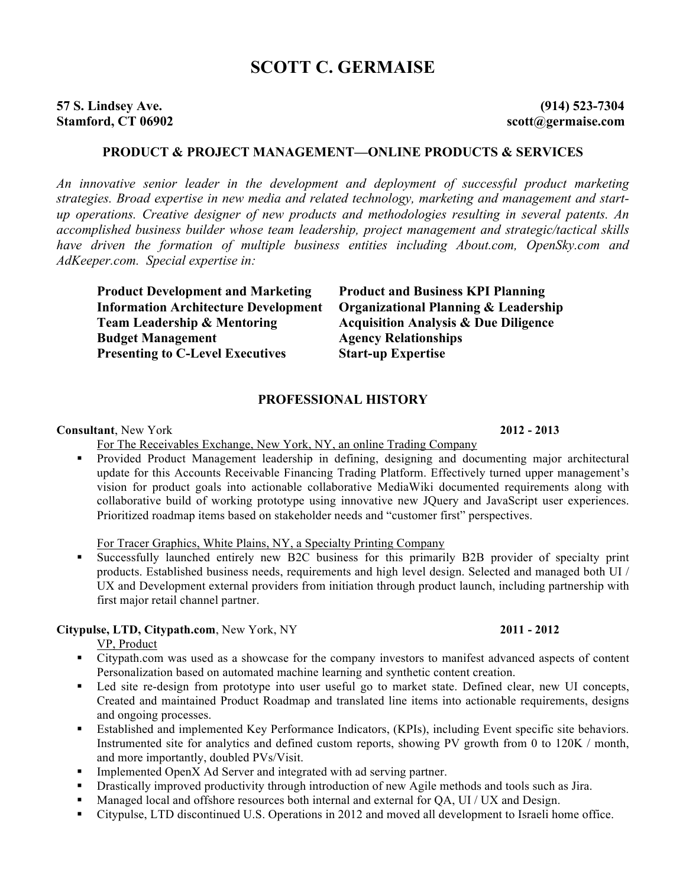# SCOTT C. GERMAISE

**57 S. Lindsey Ave.**
**Stamford, CT 06902**

**(914) 523-7304**
**scott@germaise.com**

## PRODUCT & PROJECT MANAGEMENT—ONLINE PRODUCTS & SERVICES

*An innovative senior leader in the development and deployment of successful product marketing strategies. Broad expertise in new media and related technology, marketing and management and start-up operations. Creative designer of new products and methodologies resulting in several patents. An accomplished business builder whose team leadership, project management and strategic/tactical skills have driven the formation of multiple business entities including About.com, OpenSky.com and AdKeeper.com. Special expertise in:*

- **Product Development and Marketing**
- **Information Architecture Development**
- **Team Leadership & Mentoring**
- **Budget Management**
- **Presenting to C-Level Executives**
- **Product and Business KPI Planning**
- **Organizational Planning & Leadership**
- **Acquisition Analysis & Due Diligence**
- **Agency Relationships**
- **Start-up Expertise**

## PROFESSIONAL HISTORY

**Consultant**, New York — **2012 - 2013**

For The Receivables Exchange, New York, NY, an online Trading Company

- Provided Product Management leadership in defining, designing and documenting major architectural update for this Accounts Receivable Financing Trading Platform. Effectively turned upper management's vision for product goals into actionable collaborative MediaWiki documented requirements along with collaborative build of working prototype using innovative new JQuery and JavaScript user experiences. Prioritized roadmap items based on stakeholder needs and "customer first" perspectives.

For Tracer Graphics, White Plains, NY, a Specialty Printing Company

- Successfully launched entirely new B2C business for this primarily B2B provider of specialty print products. Established business needs, requirements and high level design. Selected and managed both UI / UX and Development external providers from initiation through product launch, including partnership with first major retail channel partner.

**Citypulse, LTD, Citypath.com**, New York, NY — **2011 - 2012**

VP, Product

- Citypath.com was used as a showcase for the company investors to manifest advanced aspects of content Personalization based on automated machine learning and synthetic content creation.
- Led site re-design from prototype into user useful go to market state. Defined clear, new UI concepts, Created and maintained Product Roadmap and translated line items into actionable requirements, designs and ongoing processes.
- Established and implemented Key Performance Indicators, (KPIs), including Event specific site behaviors. Instrumented site for analytics and defined custom reports, showing PV growth from 0 to 120K / month, and more importantly, doubled PVs/Visit.
- Implemented OpenX Ad Server and integrated with ad serving partner.
- Drastically improved productivity through introduction of new Agile methods and tools such as Jira.
- Managed local and offshore resources both internal and external for QA, UI / UX and Design.
- Citypulse, LTD discontinued U.S. Operations in 2012 and moved all development to Israeli home office.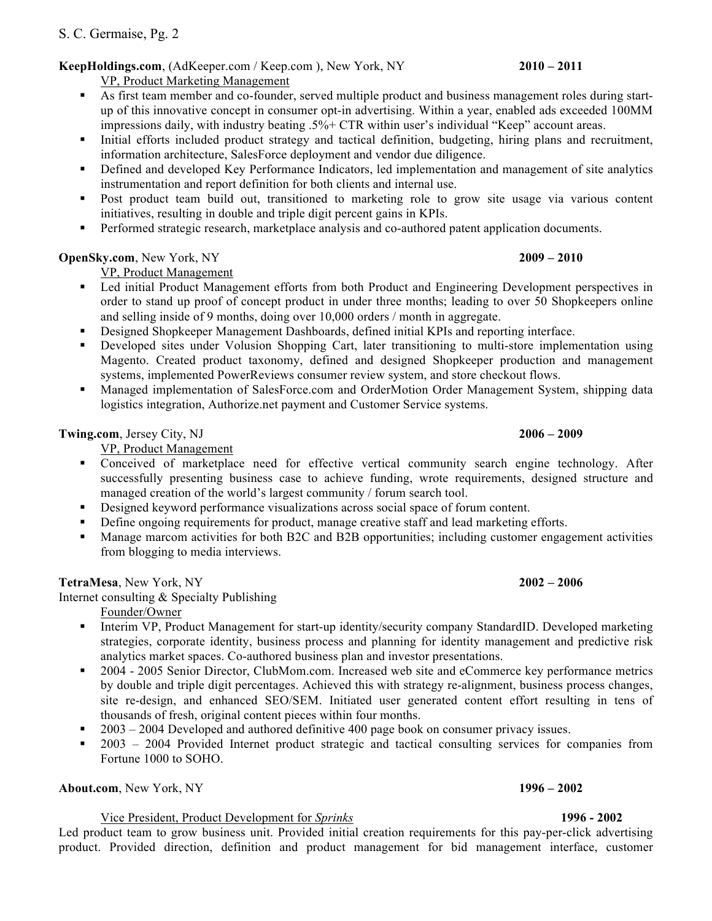**KeepHoldings.com**, (AdKeeper.com / Keep.com ), New York, NY **2010 – 2011**

VP, Product Marketing Management

- As first team member and co-founder, served multiple product and business management roles during start-up of this innovative concept in consumer opt-in advertising. Within a year, enabled ads exceeded 100MM impressions daily, with industry beating .5%+ CTR within user's individual "Keep" account areas.
- Initial efforts included product strategy and tactical definition, budgeting, hiring plans and recruitment, information architecture, SalesForce deployment and vendor due diligence.
- Defined and developed Key Performance Indicators, led implementation and management of site analytics instrumentation and report definition for both clients and internal use.
- Post product team build out, transitioned to marketing role to grow site usage via various content initiatives, resulting in double and triple digit percent gains in KPIs.
- Performed strategic research, marketplace analysis and co-authored patent application documents.

**OpenSky.com**, New York, NY **2009 – 2010**

VP, Product Management

- Led initial Product Management efforts from both Product and Engineering Development perspectives in order to stand up proof of concept product in under three months; leading to over 50 Shopkeepers online and selling inside of 9 months, doing over 10,000 orders / month in aggregate.
- Designed Shopkeeper Management Dashboards, defined initial KPIs and reporting interface.
- Developed sites under Volusion Shopping Cart, later transitioning to multi-store implementation using Magento. Created product taxonomy, defined and designed Shopkeeper production and management systems, implemented PowerReviews consumer review system, and store checkout flows.
- Managed implementation of SalesForce.com and OrderMotion Order Management System, shipping data logistics integration, Authorize.net payment and Customer Service systems.

**Twing.com**, Jersey City, NJ **2006 – 2009**

VP, Product Management

- Conceived of marketplace need for effective vertical community search engine technology. After successfully presenting business case to achieve funding, wrote requirements, designed structure and managed creation of the world's largest community / forum search tool.
- Designed keyword performance visualizations across social space of forum content.
- Define ongoing requirements for product, manage creative staff and lead marketing efforts.
- Manage marcom activities for both B2C and B2B opportunities; including customer engagement activities from blogging to media interviews.

**TetraMesa**, New York, NY **2002 – 2006**

Internet consulting & Specialty Publishing

Founder/Owner

- Interim VP, Product Management for start-up identity/security company StandardID. Developed marketing strategies, corporate identity, business process and planning for identity management and predictive risk analytics market spaces. Co-authored business plan and investor presentations.
- 2004 - 2005 Senior Director, ClubMom.com. Increased web site and eCommerce key performance metrics by double and triple digit percentages. Achieved this with strategy re-alignment, business process changes, site re-design, and enhanced SEO/SEM. Initiated user generated content effort resulting in tens of thousands of fresh, original content pieces within four months.
- 2003 – 2004 Developed and authored definitive 400 page book on consumer privacy issues.
- 2003 – 2004 Provided Internet product strategic and tactical consulting services for companies from Fortune 1000 to SOHO.

**About.com**, New York, NY **1996 – 2002**

Vice President, Product Development for *Sprinks* **1996 - 2002**

Led product team to grow business unit. Provided initial creation requirements for this pay-per-click advertising product. Provided direction, definition and product management for bid management interface, customer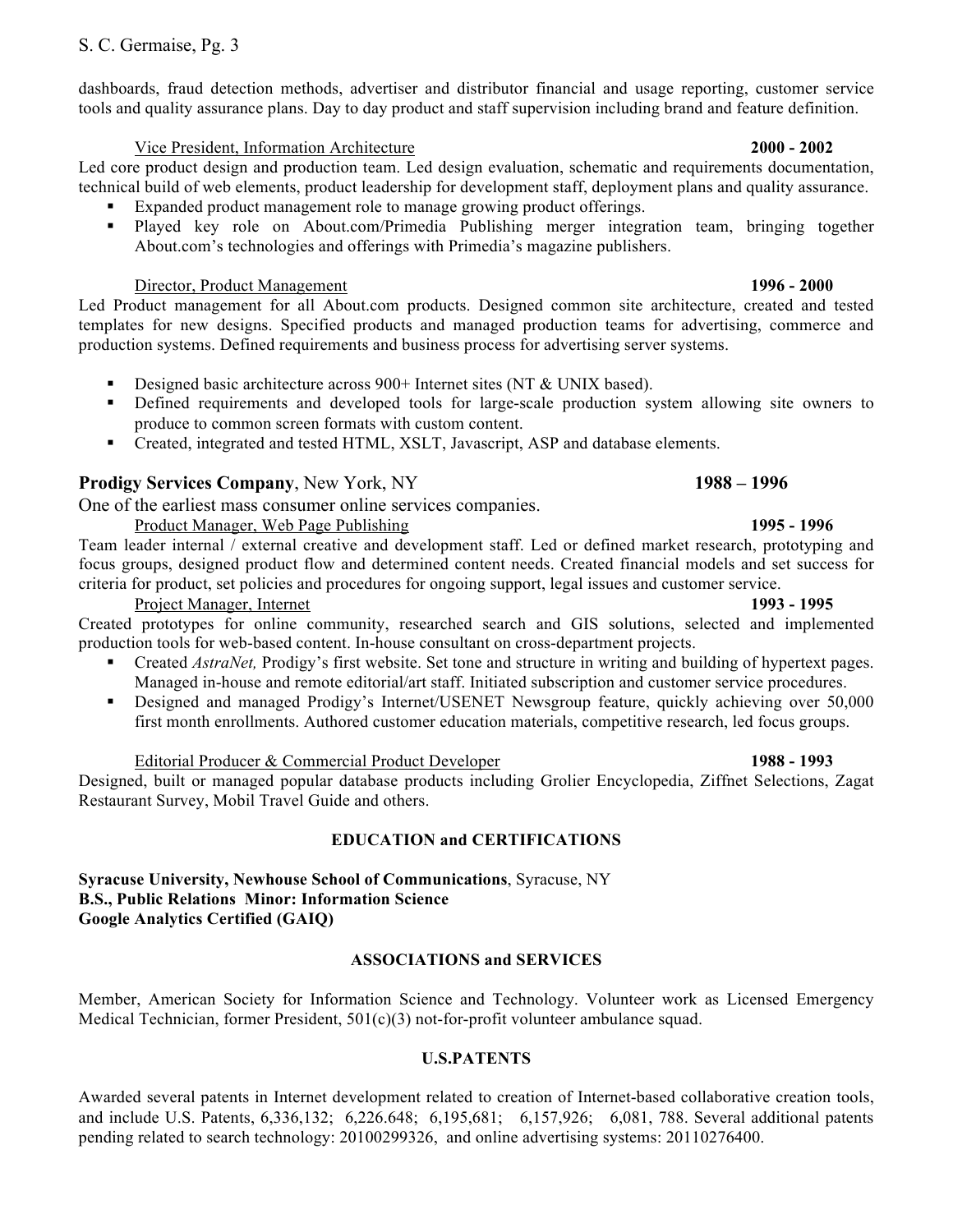dashboards, fraud detection methods, advertiser and distributor financial and usage reporting, customer service tools and quality assurance plans. Day to day product and staff supervision including brand and feature definition.

Vice President, Information Architecture **2000 - 2002**

Led core product design and production team. Led design evaluation, schematic and requirements documentation, technical build of web elements, product leadership for development staff, deployment plans and quality assurance.

- Expanded product management role to manage growing product offerings.
- Played key role on About.com/Primedia Publishing merger integration team, bringing together About.com's technologies and offerings with Primedia's magazine publishers.

Director, Product Management **1996 - 2000**

Led Product management for all About.com products. Designed common site architecture, created and tested templates for new designs. Specified products and managed production teams for advertising, commerce and production systems. Defined requirements and business process for advertising server systems.

- Designed basic architecture across 900+ Internet sites (NT & UNIX based).
- Defined requirements and developed tools for large-scale production system allowing site owners to produce to common screen formats with custom content.
- Created, integrated and tested HTML, XSLT, Javascript, ASP and database elements.

**Prodigy Services Company**, New York, NY **1988 – 1996**

One of the earliest mass consumer online services companies.

Product Manager, Web Page Publishing **1995 - 1996**

Team leader internal / external creative and development staff. Led or defined market research, prototyping and focus groups, designed product flow and determined content needs. Created financial models and set success for criteria for product, set policies and procedures for ongoing support, legal issues and customer service.

Project Manager, Internet **1993 - 1995**

Created prototypes for online community, researched search and GIS solutions, selected and implemented production tools for web-based content. In-house consultant on cross-department projects.

- Created *AstraNet,* Prodigy's first website. Set tone and structure in writing and building of hypertext pages. Managed in-house and remote editorial/art staff. Initiated subscription and customer service procedures.
- Designed and managed Prodigy's Internet/USENET Newsgroup feature, quickly achieving over 50,000 first month enrollments. Authored customer education materials, competitive research, led focus groups.

Editorial Producer & Commercial Product Developer **1988 - 1993**

Designed, built or managed popular database products including Grolier Encyclopedia, Ziffnet Selections, Zagat Restaurant Survey, Mobil Travel Guide and others.

## EDUCATION and CERTIFICATIONS

**Syracuse University, Newhouse School of Communications**, Syracuse, NY
**B.S., Public Relations Minor: Information Science**
**Google Analytics Certified (GAIQ)**

## ASSOCIATIONS and SERVICES

Member, American Society for Information Science and Technology. Volunteer work as Licensed Emergency Medical Technician, former President, 501(c)(3) not-for-profit volunteer ambulance squad.

## U.S.PATENTS

Awarded several patents in Internet development related to creation of Internet-based collaborative creation tools, and include U.S. Patents, 6,336,132; 6,226.648; 6,195,681; 6,157,926; 6,081, 788. Several additional patents pending related to search technology: 20100299326, and online advertising systems: 20110276400.